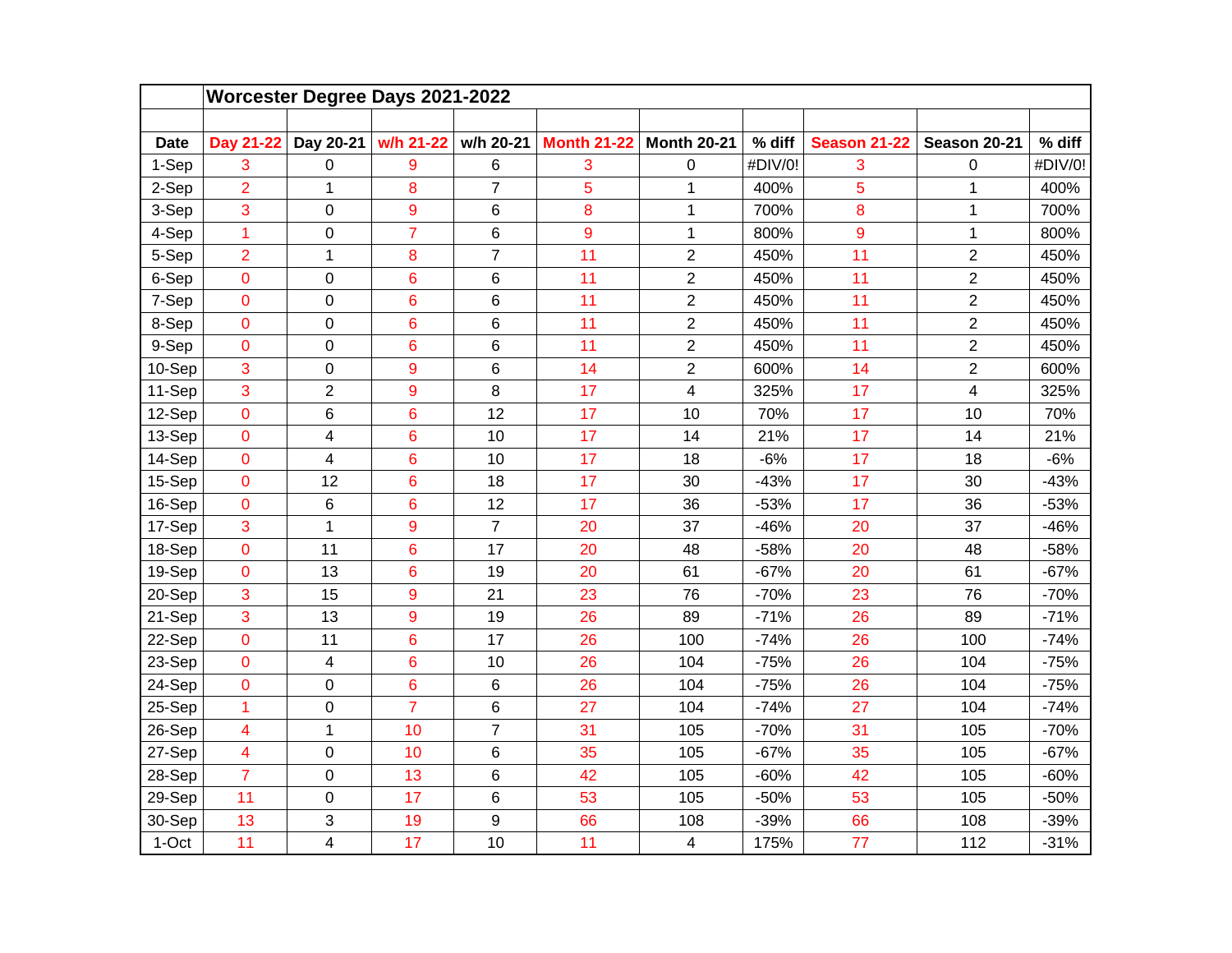## Worcester Degree Days 2021-2022

| Date | Day 21-22 | Day 20-21 | w/h 21-22 | w/h 20-21 | Month 21-22 | Month 20-21 | % diff | Season 21-22 | Season 20-21 | % diff |
|---|---|---|---|---|---|---|---|---|---|---|
| 1-Sep | 3 | 0 | 9 | 6 | 3 | 0 | #DIV/0! | 3 | 0 | #DIV/0! |
| 2-Sep | 2 | 1 | 8 | 7 | 5 | 1 | 400% | 5 | 1 | 400% |
| 3-Sep | 3 | 0 | 9 | 6 | 8 | 1 | 700% | 8 | 1 | 700% |
| 4-Sep | 1 | 0 | 7 | 6 | 9 | 1 | 800% | 9 | 1 | 800% |
| 5-Sep | 2 | 1 | 8 | 7 | 11 | 2 | 450% | 11 | 2 | 450% |
| 6-Sep | 0 | 0 | 6 | 6 | 11 | 2 | 450% | 11 | 2 | 450% |
| 7-Sep | 0 | 0 | 6 | 6 | 11 | 2 | 450% | 11 | 2 | 450% |
| 8-Sep | 0 | 0 | 6 | 6 | 11 | 2 | 450% | 11 | 2 | 450% |
| 9-Sep | 0 | 0 | 6 | 6 | 11 | 2 | 450% | 11 | 2 | 450% |
| 10-Sep | 3 | 0 | 9 | 6 | 14 | 2 | 600% | 14 | 2 | 600% |
| 11-Sep | 3 | 2 | 9 | 8 | 17 | 4 | 325% | 17 | 4 | 325% |
| 12-Sep | 0 | 6 | 6 | 12 | 17 | 10 | 70% | 17 | 10 | 70% |
| 13-Sep | 0 | 4 | 6 | 10 | 17 | 14 | 21% | 17 | 14 | 21% |
| 14-Sep | 0 | 4 | 6 | 10 | 17 | 18 | -6% | 17 | 18 | -6% |
| 15-Sep | 0 | 12 | 6 | 18 | 17 | 30 | -43% | 17 | 30 | -43% |
| 16-Sep | 0 | 6 | 6 | 12 | 17 | 36 | -53% | 17 | 36 | -53% |
| 17-Sep | 3 | 1 | 9 | 7 | 20 | 37 | -46% | 20 | 37 | -46% |
| 18-Sep | 0 | 11 | 6 | 17 | 20 | 48 | -58% | 20 | 48 | -58% |
| 19-Sep | 0 | 13 | 6 | 19 | 20 | 61 | -67% | 20 | 61 | -67% |
| 20-Sep | 3 | 15 | 9 | 21 | 23 | 76 | -70% | 23 | 76 | -70% |
| 21-Sep | 3 | 13 | 9 | 19 | 26 | 89 | -71% | 26 | 89 | -71% |
| 22-Sep | 0 | 11 | 6 | 17 | 26 | 100 | -74% | 26 | 100 | -74% |
| 23-Sep | 0 | 4 | 6 | 10 | 26 | 104 | -75% | 26 | 104 | -75% |
| 24-Sep | 0 | 0 | 6 | 6 | 26 | 104 | -75% | 26 | 104 | -75% |
| 25-Sep | 1 | 0 | 7 | 6 | 27 | 104 | -74% | 27 | 104 | -74% |
| 26-Sep | 4 | 1 | 10 | 7 | 31 | 105 | -70% | 31 | 105 | -70% |
| 27-Sep | 4 | 0 | 10 | 6 | 35 | 105 | -67% | 35 | 105 | -67% |
| 28-Sep | 7 | 0 | 13 | 6 | 42 | 105 | -60% | 42 | 105 | -60% |
| 29-Sep | 11 | 0 | 17 | 6 | 53 | 105 | -50% | 53 | 105 | -50% |
| 30-Sep | 13 | 3 | 19 | 9 | 66 | 108 | -39% | 66 | 108 | -39% |
| 1-Oct | 11 | 4 | 17 | 10 | 11 | 4 | 175% | 77 | 112 | -31% |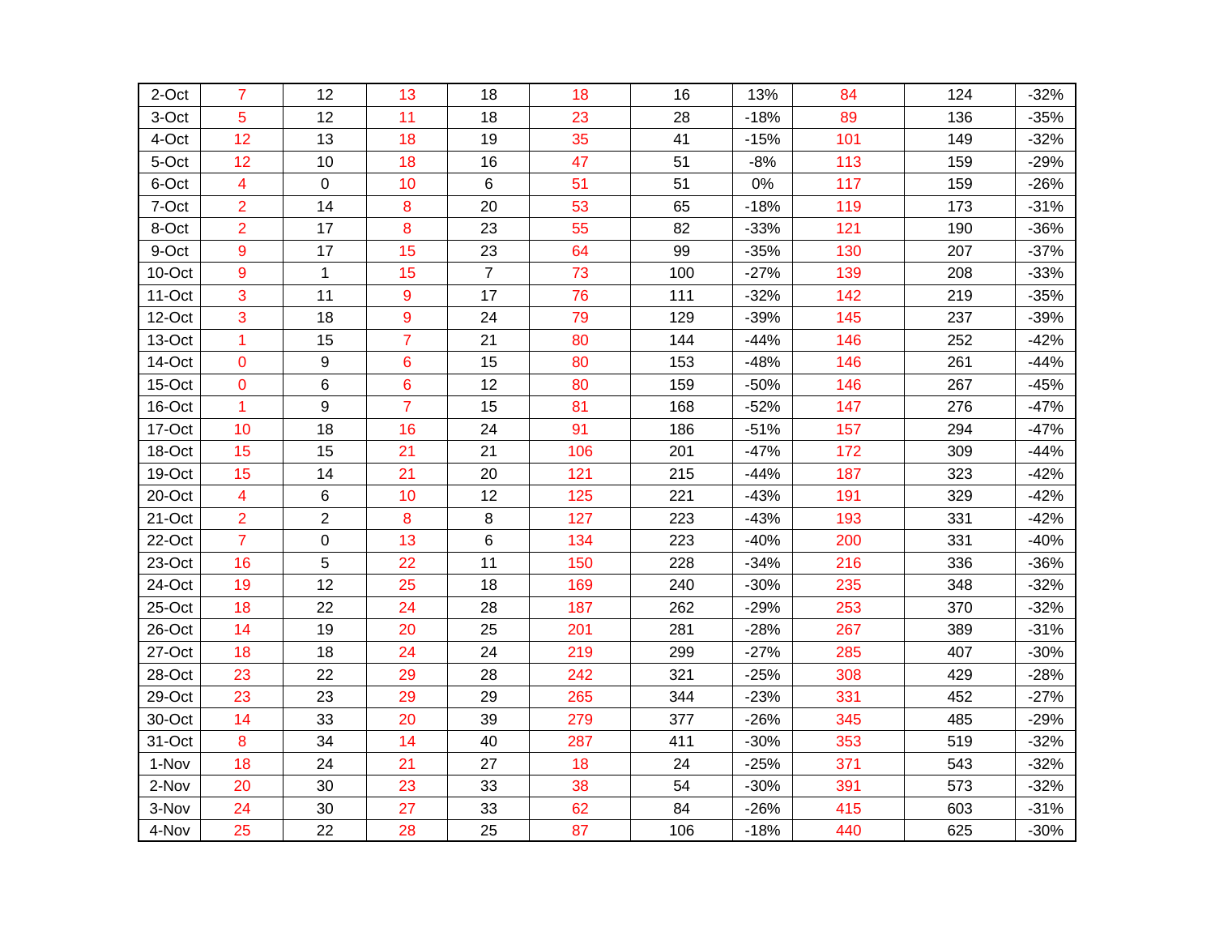| | | | | | | | | | |
|---|---|---|---|---|---|---|---|---|---|
| 2-Oct | 7 | 12 | 13 | 18 | 18 | 16 | 13% | 84 | 124 | -32% |
| 3-Oct | 5 | 12 | 11 | 18 | 23 | 28 | -18% | 89 | 136 | -35% |
| 4-Oct | 12 | 13 | 18 | 19 | 35 | 41 | -15% | 101 | 149 | -32% |
| 5-Oct | 12 | 10 | 18 | 16 | 47 | 51 | -8% | 113 | 159 | -29% |
| 6-Oct | 4 | 0 | 10 | 6 | 51 | 51 | 0% | 117 | 159 | -26% |
| 7-Oct | 2 | 14 | 8 | 20 | 53 | 65 | -18% | 119 | 173 | -31% |
| 8-Oct | 2 | 17 | 8 | 23 | 55 | 82 | -33% | 121 | 190 | -36% |
| 9-Oct | 9 | 17 | 15 | 23 | 64 | 99 | -35% | 130 | 207 | -37% |
| 10-Oct | 9 | 1 | 15 | 7 | 73 | 100 | -27% | 139 | 208 | -33% |
| 11-Oct | 3 | 11 | 9 | 17 | 76 | 111 | -32% | 142 | 219 | -35% |
| 12-Oct | 3 | 18 | 9 | 24 | 79 | 129 | -39% | 145 | 237 | -39% |
| 13-Oct | 1 | 15 | 7 | 21 | 80 | 144 | -44% | 146 | 252 | -42% |
| 14-Oct | 0 | 9 | 6 | 15 | 80 | 153 | -48% | 146 | 261 | -44% |
| 15-Oct | 0 | 6 | 6 | 12 | 80 | 159 | -50% | 146 | 267 | -45% |
| 16-Oct | 1 | 9 | 7 | 15 | 81 | 168 | -52% | 147 | 276 | -47% |
| 17-Oct | 10 | 18 | 16 | 24 | 91 | 186 | -51% | 157 | 294 | -47% |
| 18-Oct | 15 | 15 | 21 | 21 | 106 | 201 | -47% | 172 | 309 | -44% |
| 19-Oct | 15 | 14 | 21 | 20 | 121 | 215 | -44% | 187 | 323 | -42% |
| 20-Oct | 4 | 6 | 10 | 12 | 125 | 221 | -43% | 191 | 329 | -42% |
| 21-Oct | 2 | 2 | 8 | 8 | 127 | 223 | -43% | 193 | 331 | -42% |
| 22-Oct | 7 | 0 | 13 | 6 | 134 | 223 | -40% | 200 | 331 | -40% |
| 23-Oct | 16 | 5 | 22 | 11 | 150 | 228 | -34% | 216 | 336 | -36% |
| 24-Oct | 19 | 12 | 25 | 18 | 169 | 240 | -30% | 235 | 348 | -32% |
| 25-Oct | 18 | 22 | 24 | 28 | 187 | 262 | -29% | 253 | 370 | -32% |
| 26-Oct | 14 | 19 | 20 | 25 | 201 | 281 | -28% | 267 | 389 | -31% |
| 27-Oct | 18 | 18 | 24 | 24 | 219 | 299 | -27% | 285 | 407 | -30% |
| 28-Oct | 23 | 22 | 29 | 28 | 242 | 321 | -25% | 308 | 429 | -28% |
| 29-Oct | 23 | 23 | 29 | 29 | 265 | 344 | -23% | 331 | 452 | -27% |
| 30-Oct | 14 | 33 | 20 | 39 | 279 | 377 | -26% | 345 | 485 | -29% |
| 31-Oct | 8 | 34 | 14 | 40 | 287 | 411 | -30% | 353 | 519 | -32% |
| 1-Nov | 18 | 24 | 21 | 27 | 18 | 24 | -25% | 371 | 543 | -32% |
| 2-Nov | 20 | 30 | 23 | 33 | 38 | 54 | -30% | 391 | 573 | -32% |
| 3-Nov | 24 | 30 | 27 | 33 | 62 | 84 | -26% | 415 | 603 | -31% |
| 4-Nov | 25 | 22 | 28 | 25 | 87 | 106 | -18% | 440 | 625 | -30% |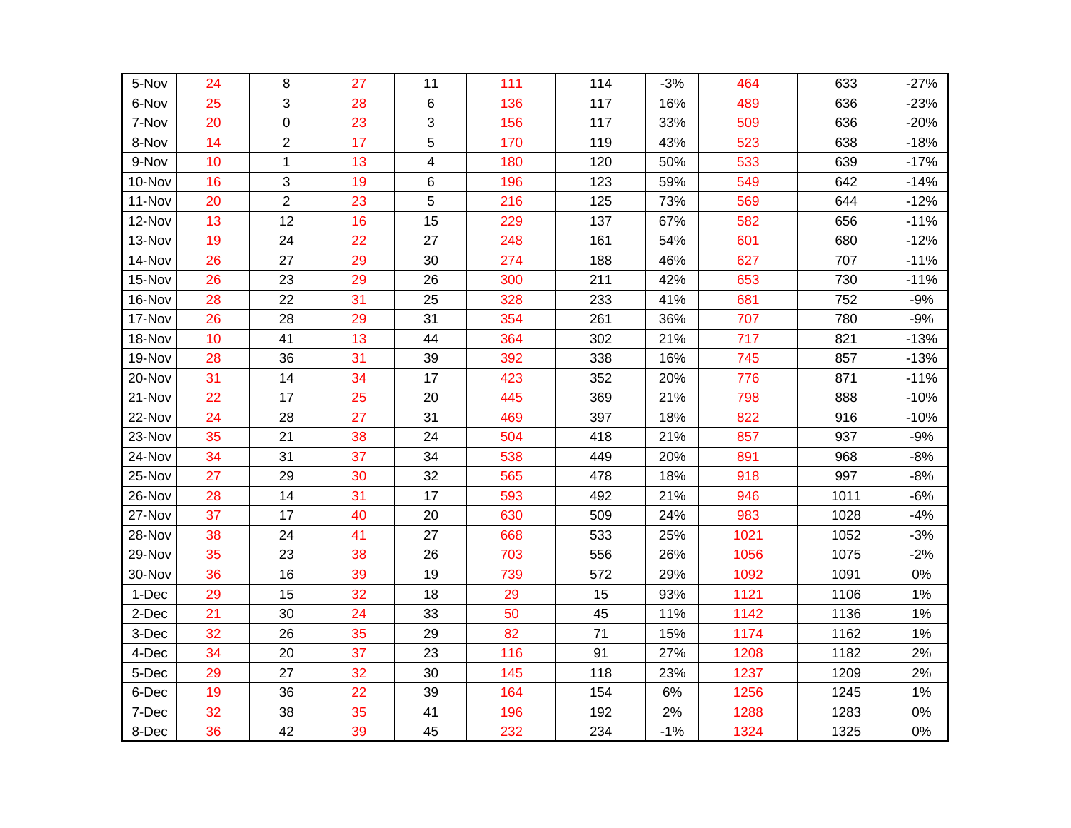| | | | | | | | | | | |
|---|---|---|---|---|---|---|---|---|---|---|
| 5-Nov | 24 | 8 | 27 | 11 | 111 | 114 | -3% | 464 | 633 | -27% |
| 6-Nov | 25 | 3 | 28 | 6 | 136 | 117 | 16% | 489 | 636 | -23% |
| 7-Nov | 20 | 0 | 23 | 3 | 156 | 117 | 33% | 509 | 636 | -20% |
| 8-Nov | 14 | 2 | 17 | 5 | 170 | 119 | 43% | 523 | 638 | -18% |
| 9-Nov | 10 | 1 | 13 | 4 | 180 | 120 | 50% | 533 | 639 | -17% |
| 10-Nov | 16 | 3 | 19 | 6 | 196 | 123 | 59% | 549 | 642 | -14% |
| 11-Nov | 20 | 2 | 23 | 5 | 216 | 125 | 73% | 569 | 644 | -12% |
| 12-Nov | 13 | 12 | 16 | 15 | 229 | 137 | 67% | 582 | 656 | -11% |
| 13-Nov | 19 | 24 | 22 | 27 | 248 | 161 | 54% | 601 | 680 | -12% |
| 14-Nov | 26 | 27 | 29 | 30 | 274 | 188 | 46% | 627 | 707 | -11% |
| 15-Nov | 26 | 23 | 29 | 26 | 300 | 211 | 42% | 653 | 730 | -11% |
| 16-Nov | 28 | 22 | 31 | 25 | 328 | 233 | 41% | 681 | 752 | -9% |
| 17-Nov | 26 | 28 | 29 | 31 | 354 | 261 | 36% | 707 | 780 | -9% |
| 18-Nov | 10 | 41 | 13 | 44 | 364 | 302 | 21% | 717 | 821 | -13% |
| 19-Nov | 28 | 36 | 31 | 39 | 392 | 338 | 16% | 745 | 857 | -13% |
| 20-Nov | 31 | 14 | 34 | 17 | 423 | 352 | 20% | 776 | 871 | -11% |
| 21-Nov | 22 | 17 | 25 | 20 | 445 | 369 | 21% | 798 | 888 | -10% |
| 22-Nov | 24 | 28 | 27 | 31 | 469 | 397 | 18% | 822 | 916 | -10% |
| 23-Nov | 35 | 21 | 38 | 24 | 504 | 418 | 21% | 857 | 937 | -9% |
| 24-Nov | 34 | 31 | 37 | 34 | 538 | 449 | 20% | 891 | 968 | -8% |
| 25-Nov | 27 | 29 | 30 | 32 | 565 | 478 | 18% | 918 | 997 | -8% |
| 26-Nov | 28 | 14 | 31 | 17 | 593 | 492 | 21% | 946 | 1011 | -6% |
| 27-Nov | 37 | 17 | 40 | 20 | 630 | 509 | 24% | 983 | 1028 | -4% |
| 28-Nov | 38 | 24 | 41 | 27 | 668 | 533 | 25% | 1021 | 1052 | -3% |
| 29-Nov | 35 | 23 | 38 | 26 | 703 | 556 | 26% | 1056 | 1075 | -2% |
| 30-Nov | 36 | 16 | 39 | 19 | 739 | 572 | 29% | 1092 | 1091 | 0% |
| 1-Dec | 29 | 15 | 32 | 18 | 29 | 15 | 93% | 1121 | 1106 | 1% |
| 2-Dec | 21 | 30 | 24 | 33 | 50 | 45 | 11% | 1142 | 1136 | 1% |
| 3-Dec | 32 | 26 | 35 | 29 | 82 | 71 | 15% | 1174 | 1162 | 1% |
| 4-Dec | 34 | 20 | 37 | 23 | 116 | 91 | 27% | 1208 | 1182 | 2% |
| 5-Dec | 29 | 27 | 32 | 30 | 145 | 118 | 23% | 1237 | 1209 | 2% |
| 6-Dec | 19 | 36 | 22 | 39 | 164 | 154 | 6% | 1256 | 1245 | 1% |
| 7-Dec | 32 | 38 | 35 | 41 | 196 | 192 | 2% | 1288 | 1283 | 0% |
| 8-Dec | 36 | 42 | 39 | 45 | 232 | 234 | -1% | 1324 | 1325 | 0% |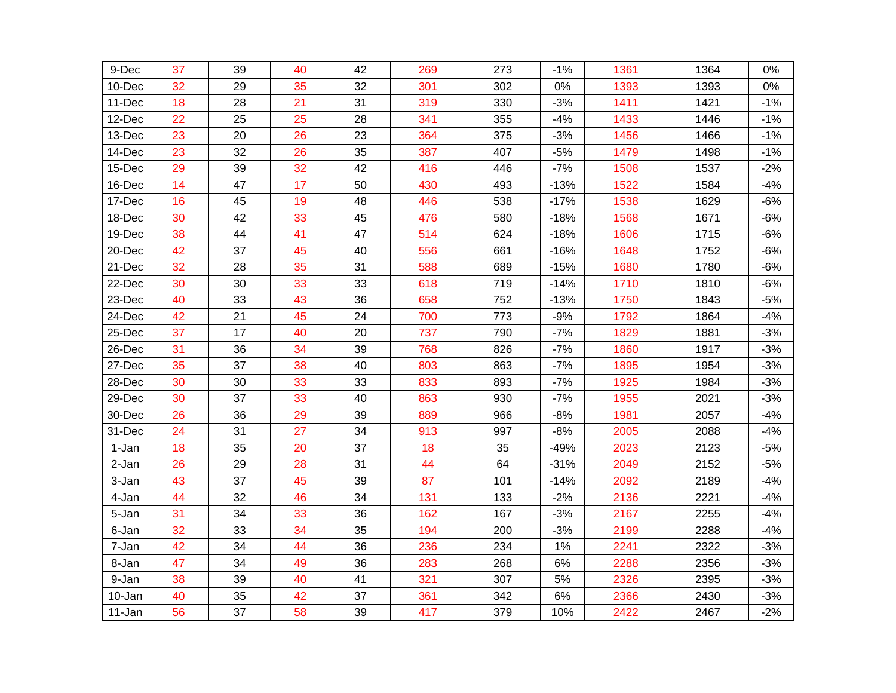| 9-Dec | 37 | 39 | 40 | 42 | 269 | 273 | -1% | 1361 | 1364 | 0% |
|---|---|---|---|---|---|---|---|---|---|---|
| 10-Dec | 32 | 29 | 35 | 32 | 301 | 302 | 0% | 1393 | 1393 | 0% |
| 11-Dec | 18 | 28 | 21 | 31 | 319 | 330 | -3% | 1411 | 1421 | -1% |
| 12-Dec | 22 | 25 | 25 | 28 | 341 | 355 | -4% | 1433 | 1446 | -1% |
| 13-Dec | 23 | 20 | 26 | 23 | 364 | 375 | -3% | 1456 | 1466 | -1% |
| 14-Dec | 23 | 32 | 26 | 35 | 387 | 407 | -5% | 1479 | 1498 | -1% |
| 15-Dec | 29 | 39 | 32 | 42 | 416 | 446 | -7% | 1508 | 1537 | -2% |
| 16-Dec | 14 | 47 | 17 | 50 | 430 | 493 | -13% | 1522 | 1584 | -4% |
| 17-Dec | 16 | 45 | 19 | 48 | 446 | 538 | -17% | 1538 | 1629 | -6% |
| 18-Dec | 30 | 42 | 33 | 45 | 476 | 580 | -18% | 1568 | 1671 | -6% |
| 19-Dec | 38 | 44 | 41 | 47 | 514 | 624 | -18% | 1606 | 1715 | -6% |
| 20-Dec | 42 | 37 | 45 | 40 | 556 | 661 | -16% | 1648 | 1752 | -6% |
| 21-Dec | 32 | 28 | 35 | 31 | 588 | 689 | -15% | 1680 | 1780 | -6% |
| 22-Dec | 30 | 30 | 33 | 33 | 618 | 719 | -14% | 1710 | 1810 | -6% |
| 23-Dec | 40 | 33 | 43 | 36 | 658 | 752 | -13% | 1750 | 1843 | -5% |
| 24-Dec | 42 | 21 | 45 | 24 | 700 | 773 | -9% | 1792 | 1864 | -4% |
| 25-Dec | 37 | 17 | 40 | 20 | 737 | 790 | -7% | 1829 | 1881 | -3% |
| 26-Dec | 31 | 36 | 34 | 39 | 768 | 826 | -7% | 1860 | 1917 | -3% |
| 27-Dec | 35 | 37 | 38 | 40 | 803 | 863 | -7% | 1895 | 1954 | -3% |
| 28-Dec | 30 | 30 | 33 | 33 | 833 | 893 | -7% | 1925 | 1984 | -3% |
| 29-Dec | 30 | 37 | 33 | 40 | 863 | 930 | -7% | 1955 | 2021 | -3% |
| 30-Dec | 26 | 36 | 29 | 39 | 889 | 966 | -8% | 1981 | 2057 | -4% |
| 31-Dec | 24 | 31 | 27 | 34 | 913 | 997 | -8% | 2005 | 2088 | -4% |
| 1-Jan | 18 | 35 | 20 | 37 | 18 | 35 | -49% | 2023 | 2123 | -5% |
| 2-Jan | 26 | 29 | 28 | 31 | 44 | 64 | -31% | 2049 | 2152 | -5% |
| 3-Jan | 43 | 37 | 45 | 39 | 87 | 101 | -14% | 2092 | 2189 | -4% |
| 4-Jan | 44 | 32 | 46 | 34 | 131 | 133 | -2% | 2136 | 2221 | -4% |
| 5-Jan | 31 | 34 | 33 | 36 | 162 | 167 | -3% | 2167 | 2255 | -4% |
| 6-Jan | 32 | 33 | 34 | 35 | 194 | 200 | -3% | 2199 | 2288 | -4% |
| 7-Jan | 42 | 34 | 44 | 36 | 236 | 234 | 1% | 2241 | 2322 | -3% |
| 8-Jan | 47 | 34 | 49 | 36 | 283 | 268 | 6% | 2288 | 2356 | -3% |
| 9-Jan | 38 | 39 | 40 | 41 | 321 | 307 | 5% | 2326 | 2395 | -3% |
| 10-Jan | 40 | 35 | 42 | 37 | 361 | 342 | 6% | 2366 | 2430 | -3% |
| 11-Jan | 56 | 37 | 58 | 39 | 417 | 379 | 10% | 2422 | 2467 | -2% |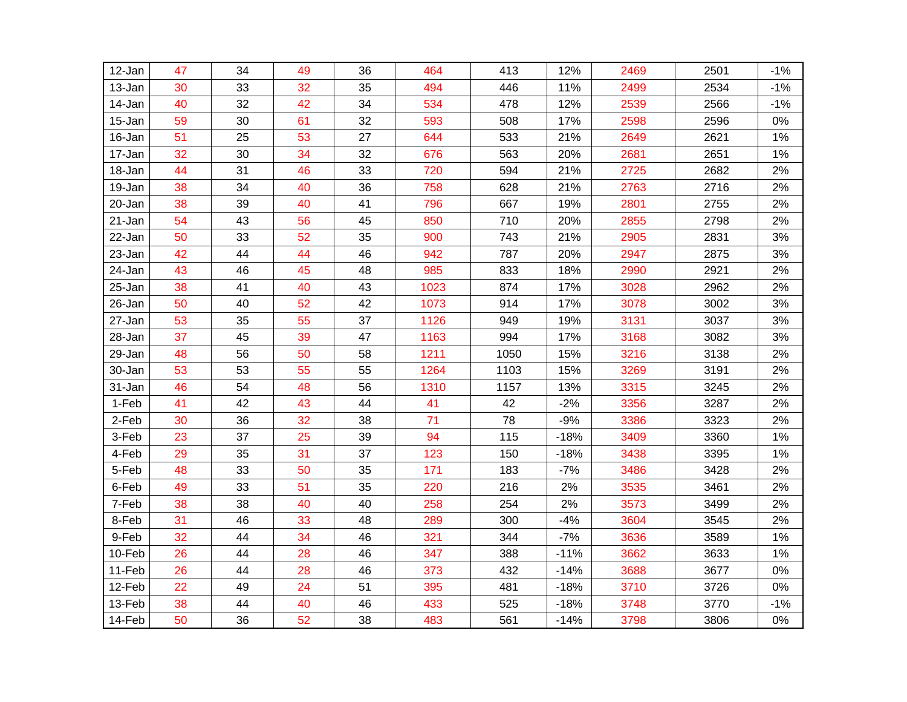| | | | | | | | | | | |
|---|---|---|---|---|---|---|---|---|---|---|
| 12-Jan | 47 | 34 | 49 | 36 | 464 | 413 | 12% | 2469 | 2501 | -1% |
| 13-Jan | 30 | 33 | 32 | 35 | 494 | 446 | 11% | 2499 | 2534 | -1% |
| 14-Jan | 40 | 32 | 42 | 34 | 534 | 478 | 12% | 2539 | 2566 | -1% |
| 15-Jan | 59 | 30 | 61 | 32 | 593 | 508 | 17% | 2598 | 2596 | 0% |
| 16-Jan | 51 | 25 | 53 | 27 | 644 | 533 | 21% | 2649 | 2621 | 1% |
| 17-Jan | 32 | 30 | 34 | 32 | 676 | 563 | 20% | 2681 | 2651 | 1% |
| 18-Jan | 44 | 31 | 46 | 33 | 720 | 594 | 21% | 2725 | 2682 | 2% |
| 19-Jan | 38 | 34 | 40 | 36 | 758 | 628 | 21% | 2763 | 2716 | 2% |
| 20-Jan | 38 | 39 | 40 | 41 | 796 | 667 | 19% | 2801 | 2755 | 2% |
| 21-Jan | 54 | 43 | 56 | 45 | 850 | 710 | 20% | 2855 | 2798 | 2% |
| 22-Jan | 50 | 33 | 52 | 35 | 900 | 743 | 21% | 2905 | 2831 | 3% |
| 23-Jan | 42 | 44 | 44 | 46 | 942 | 787 | 20% | 2947 | 2875 | 3% |
| 24-Jan | 43 | 46 | 45 | 48 | 985 | 833 | 18% | 2990 | 2921 | 2% |
| 25-Jan | 38 | 41 | 40 | 43 | 1023 | 874 | 17% | 3028 | 2962 | 2% |
| 26-Jan | 50 | 40 | 52 | 42 | 1073 | 914 | 17% | 3078 | 3002 | 3% |
| 27-Jan | 53 | 35 | 55 | 37 | 1126 | 949 | 19% | 3131 | 3037 | 3% |
| 28-Jan | 37 | 45 | 39 | 47 | 1163 | 994 | 17% | 3168 | 3082 | 3% |
| 29-Jan | 48 | 56 | 50 | 58 | 1211 | 1050 | 15% | 3216 | 3138 | 2% |
| 30-Jan | 53 | 53 | 55 | 55 | 1264 | 1103 | 15% | 3269 | 3191 | 2% |
| 31-Jan | 46 | 54 | 48 | 56 | 1310 | 1157 | 13% | 3315 | 3245 | 2% |
| 1-Feb | 41 | 42 | 43 | 44 | 41 | 42 | -2% | 3356 | 3287 | 2% |
| 2-Feb | 30 | 36 | 32 | 38 | 71 | 78 | -9% | 3386 | 3323 | 2% |
| 3-Feb | 23 | 37 | 25 | 39 | 94 | 115 | -18% | 3409 | 3360 | 1% |
| 4-Feb | 29 | 35 | 31 | 37 | 123 | 150 | -18% | 3438 | 3395 | 1% |
| 5-Feb | 48 | 33 | 50 | 35 | 171 | 183 | -7% | 3486 | 3428 | 2% |
| 6-Feb | 49 | 33 | 51 | 35 | 220 | 216 | 2% | 3535 | 3461 | 2% |
| 7-Feb | 38 | 38 | 40 | 40 | 258 | 254 | 2% | 3573 | 3499 | 2% |
| 8-Feb | 31 | 46 | 33 | 48 | 289 | 300 | -4% | 3604 | 3545 | 2% |
| 9-Feb | 32 | 44 | 34 | 46 | 321 | 344 | -7% | 3636 | 3589 | 1% |
| 10-Feb | 26 | 44 | 28 | 46 | 347 | 388 | -11% | 3662 | 3633 | 1% |
| 11-Feb | 26 | 44 | 28 | 46 | 373 | 432 | -14% | 3688 | 3677 | 0% |
| 12-Feb | 22 | 49 | 24 | 51 | 395 | 481 | -18% | 3710 | 3726 | 0% |
| 13-Feb | 38 | 44 | 40 | 46 | 433 | 525 | -18% | 3748 | 3770 | -1% |
| 14-Feb | 50 | 36 | 52 | 38 | 483 | 561 | -14% | 3798 | 3806 | 0% |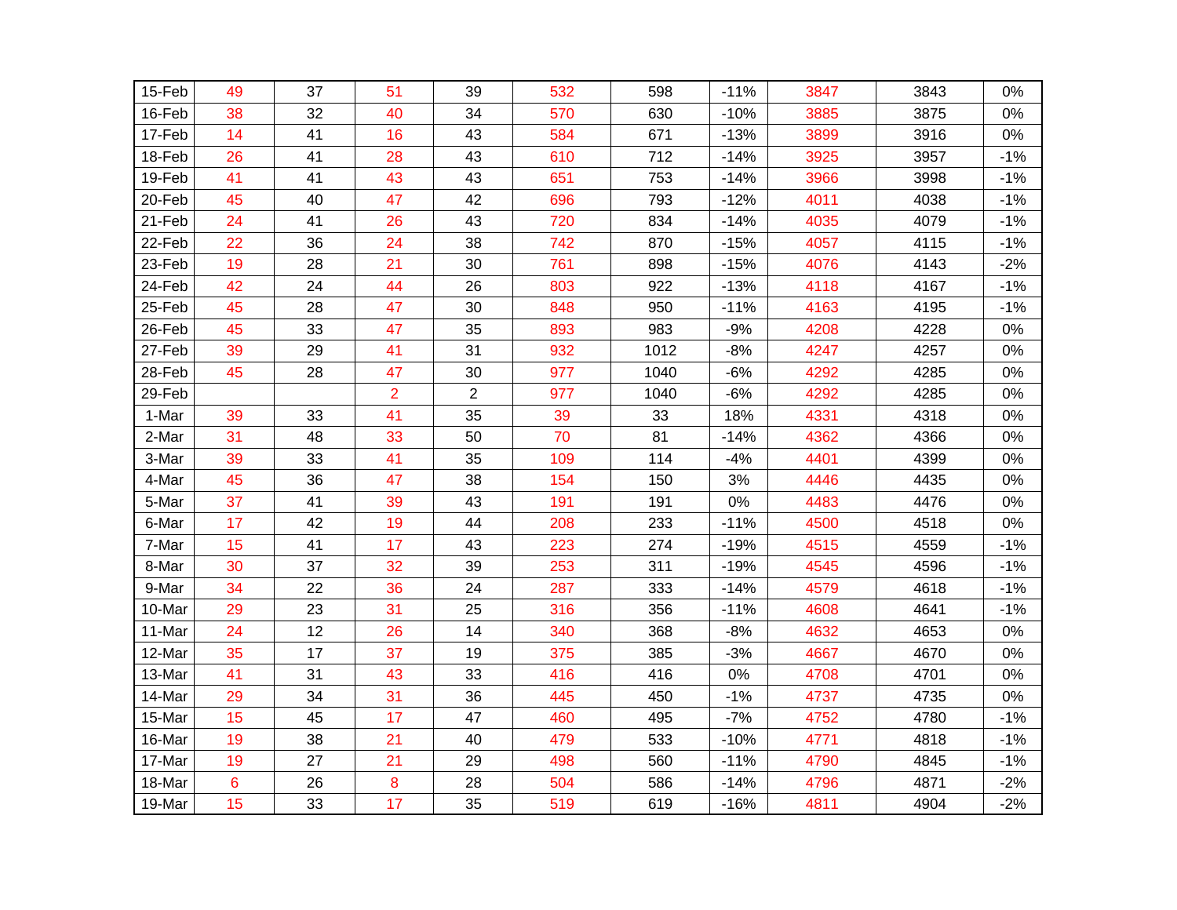| | | | | | | | | | | |
|---|---|---|---|---|---|---|---|---|---|---|
| 15-Feb | 49 | 37 | 51 | 39 | 532 | 598 | -11% | 3847 | 3843 | 0% |
| 16-Feb | 38 | 32 | 40 | 34 | 570 | 630 | -10% | 3885 | 3875 | 0% |
| 17-Feb | 14 | 41 | 16 | 43 | 584 | 671 | -13% | 3899 | 3916 | 0% |
| 18-Feb | 26 | 41 | 28 | 43 | 610 | 712 | -14% | 3925 | 3957 | -1% |
| 19-Feb | 41 | 41 | 43 | 43 | 651 | 753 | -14% | 3966 | 3998 | -1% |
| 20-Feb | 45 | 40 | 47 | 42 | 696 | 793 | -12% | 4011 | 4038 | -1% |
| 21-Feb | 24 | 41 | 26 | 43 | 720 | 834 | -14% | 4035 | 4079 | -1% |
| 22-Feb | 22 | 36 | 24 | 38 | 742 | 870 | -15% | 4057 | 4115 | -1% |
| 23-Feb | 19 | 28 | 21 | 30 | 761 | 898 | -15% | 4076 | 4143 | -2% |
| 24-Feb | 42 | 24 | 44 | 26 | 803 | 922 | -13% | 4118 | 4167 | -1% |
| 25-Feb | 45 | 28 | 47 | 30 | 848 | 950 | -11% | 4163 | 4195 | -1% |
| 26-Feb | 45 | 33 | 47 | 35 | 893 | 983 | -9% | 4208 | 4228 | 0% |
| 27-Feb | 39 | 29 | 41 | 31 | 932 | 1012 | -8% | 4247 | 4257 | 0% |
| 28-Feb | 45 | 28 | 47 | 30 | 977 | 1040 | -6% | 4292 | 4285 | 0% |
| 29-Feb | | | 2 | 2 | 977 | 1040 | -6% | 4292 | 4285 | 0% |
| 1-Mar | 39 | 33 | 41 | 35 | 39 | 33 | 18% | 4331 | 4318 | 0% |
| 2-Mar | 31 | 48 | 33 | 50 | 70 | 81 | -14% | 4362 | 4366 | 0% |
| 3-Mar | 39 | 33 | 41 | 35 | 109 | 114 | -4% | 4401 | 4399 | 0% |
| 4-Mar | 45 | 36 | 47 | 38 | 154 | 150 | 3% | 4446 | 4435 | 0% |
| 5-Mar | 37 | 41 | 39 | 43 | 191 | 191 | 0% | 4483 | 4476 | 0% |
| 6-Mar | 17 | 42 | 19 | 44 | 208 | 233 | -11% | 4500 | 4518 | 0% |
| 7-Mar | 15 | 41 | 17 | 43 | 223 | 274 | -19% | 4515 | 4559 | -1% |
| 8-Mar | 30 | 37 | 32 | 39 | 253 | 311 | -19% | 4545 | 4596 | -1% |
| 9-Mar | 34 | 22 | 36 | 24 | 287 | 333 | -14% | 4579 | 4618 | -1% |
| 10-Mar | 29 | 23 | 31 | 25 | 316 | 356 | -11% | 4608 | 4641 | -1% |
| 11-Mar | 24 | 12 | 26 | 14 | 340 | 368 | -8% | 4632 | 4653 | 0% |
| 12-Mar | 35 | 17 | 37 | 19 | 375 | 385 | -3% | 4667 | 4670 | 0% |
| 13-Mar | 41 | 31 | 43 | 33 | 416 | 416 | 0% | 4708 | 4701 | 0% |
| 14-Mar | 29 | 34 | 31 | 36 | 445 | 450 | -1% | 4737 | 4735 | 0% |
| 15-Mar | 15 | 45 | 17 | 47 | 460 | 495 | -7% | 4752 | 4780 | -1% |
| 16-Mar | 19 | 38 | 21 | 40 | 479 | 533 | -10% | 4771 | 4818 | -1% |
| 17-Mar | 19 | 27 | 21 | 29 | 498 | 560 | -11% | 4790 | 4845 | -1% |
| 18-Mar | 6 | 26 | 8 | 28 | 504 | 586 | -14% | 4796 | 4871 | -2% |
| 19-Mar | 15 | 33 | 17 | 35 | 519 | 619 | -16% | 4811 | 4904 | -2% |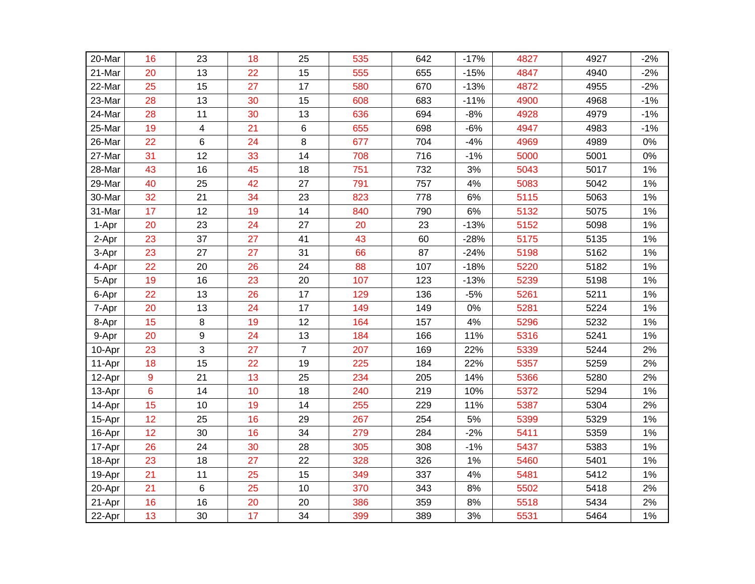| | | | | | | | | | | |
|---|---|---|---|---|---|---|---|---|---|---|
| 20-Mar | 16 | 23 | 18 | 25 | 535 | 642 | -17% | 4827 | 4927 | -2% |
| 21-Mar | 20 | 13 | 22 | 15 | 555 | 655 | -15% | 4847 | 4940 | -2% |
| 22-Mar | 25 | 15 | 27 | 17 | 580 | 670 | -13% | 4872 | 4955 | -2% |
| 23-Mar | 28 | 13 | 30 | 15 | 608 | 683 | -11% | 4900 | 4968 | -1% |
| 24-Mar | 28 | 11 | 30 | 13 | 636 | 694 | -8% | 4928 | 4979 | -1% |
| 25-Mar | 19 | 4 | 21 | 6 | 655 | 698 | -6% | 4947 | 4983 | -1% |
| 26-Mar | 22 | 6 | 24 | 8 | 677 | 704 | -4% | 4969 | 4989 | 0% |
| 27-Mar | 31 | 12 | 33 | 14 | 708 | 716 | -1% | 5000 | 5001 | 0% |
| 28-Mar | 43 | 16 | 45 | 18 | 751 | 732 | 3% | 5043 | 5017 | 1% |
| 29-Mar | 40 | 25 | 42 | 27 | 791 | 757 | 4% | 5083 | 5042 | 1% |
| 30-Mar | 32 | 21 | 34 | 23 | 823 | 778 | 6% | 5115 | 5063 | 1% |
| 31-Mar | 17 | 12 | 19 | 14 | 840 | 790 | 6% | 5132 | 5075 | 1% |
| 1-Apr | 20 | 23 | 24 | 27 | 20 | 23 | -13% | 5152 | 5098 | 1% |
| 2-Apr | 23 | 37 | 27 | 41 | 43 | 60 | -28% | 5175 | 5135 | 1% |
| 3-Apr | 23 | 27 | 27 | 31 | 66 | 87 | -24% | 5198 | 5162 | 1% |
| 4-Apr | 22 | 20 | 26 | 24 | 88 | 107 | -18% | 5220 | 5182 | 1% |
| 5-Apr | 19 | 16 | 23 | 20 | 107 | 123 | -13% | 5239 | 5198 | 1% |
| 6-Apr | 22 | 13 | 26 | 17 | 129 | 136 | -5% | 5261 | 5211 | 1% |
| 7-Apr | 20 | 13 | 24 | 17 | 149 | 149 | 0% | 5281 | 5224 | 1% |
| 8-Apr | 15 | 8 | 19 | 12 | 164 | 157 | 4% | 5296 | 5232 | 1% |
| 9-Apr | 20 | 9 | 24 | 13 | 184 | 166 | 11% | 5316 | 5241 | 1% |
| 10-Apr | 23 | 3 | 27 | 7 | 207 | 169 | 22% | 5339 | 5244 | 2% |
| 11-Apr | 18 | 15 | 22 | 19 | 225 | 184 | 22% | 5357 | 5259 | 2% |
| 12-Apr | 9 | 21 | 13 | 25 | 234 | 205 | 14% | 5366 | 5280 | 2% |
| 13-Apr | 6 | 14 | 10 | 18 | 240 | 219 | 10% | 5372 | 5294 | 1% |
| 14-Apr | 15 | 10 | 19 | 14 | 255 | 229 | 11% | 5387 | 5304 | 2% |
| 15-Apr | 12 | 25 | 16 | 29 | 267 | 254 | 5% | 5399 | 5329 | 1% |
| 16-Apr | 12 | 30 | 16 | 34 | 279 | 284 | -2% | 5411 | 5359 | 1% |
| 17-Apr | 26 | 24 | 30 | 28 | 305 | 308 | -1% | 5437 | 5383 | 1% |
| 18-Apr | 23 | 18 | 27 | 22 | 328 | 326 | 1% | 5460 | 5401 | 1% |
| 19-Apr | 21 | 11 | 25 | 15 | 349 | 337 | 4% | 5481 | 5412 | 1% |
| 20-Apr | 21 | 6 | 25 | 10 | 370 | 343 | 8% | 5502 | 5418 | 2% |
| 21-Apr | 16 | 16 | 20 | 20 | 386 | 359 | 8% | 5518 | 5434 | 2% |
| 22-Apr | 13 | 30 | 17 | 34 | 399 | 389 | 3% | 5531 | 5464 | 1% |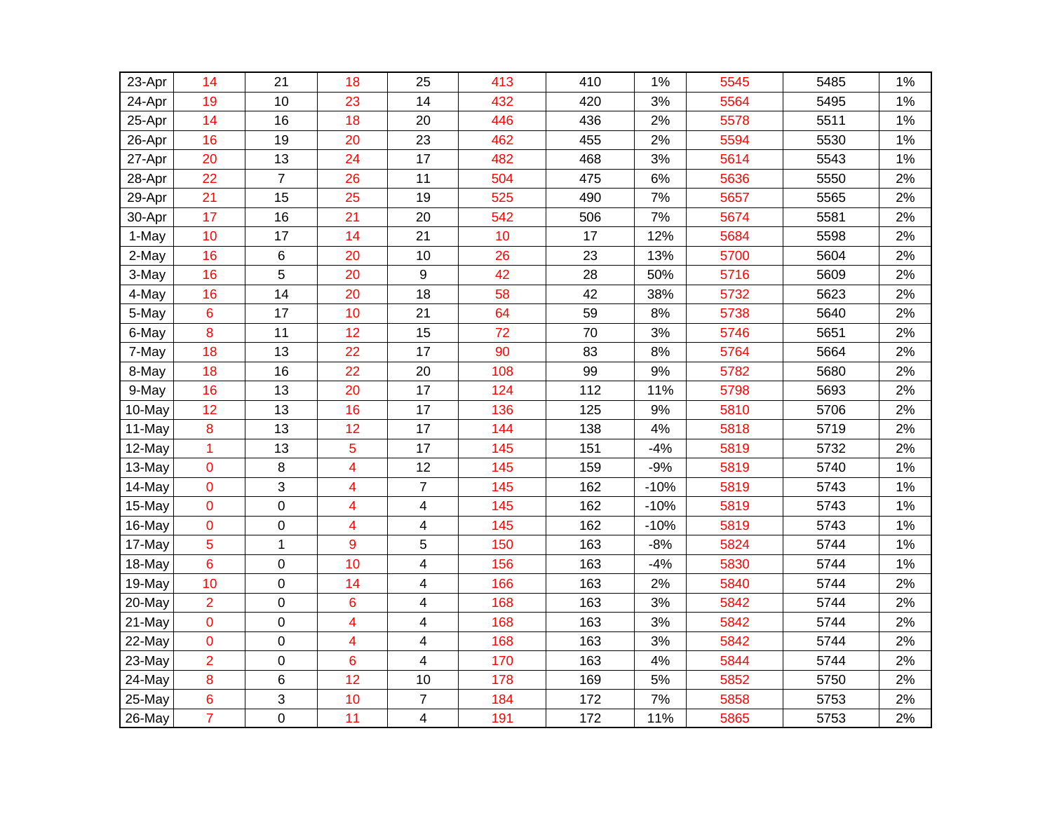| | | | | | | | | | | |
|---|---|---|---|---|---|---|---|---|---|---|
| 23-Apr | 14 | 21 | 18 | 25 | 413 | 410 | 1% | 5545 | 5485 | 1% |
| 24-Apr | 19 | 10 | 23 | 14 | 432 | 420 | 3% | 5564 | 5495 | 1% |
| 25-Apr | 14 | 16 | 18 | 20 | 446 | 436 | 2% | 5578 | 5511 | 1% |
| 26-Apr | 16 | 19 | 20 | 23 | 462 | 455 | 2% | 5594 | 5530 | 1% |
| 27-Apr | 20 | 13 | 24 | 17 | 482 | 468 | 3% | 5614 | 5543 | 1% |
| 28-Apr | 22 | 7 | 26 | 11 | 504 | 475 | 6% | 5636 | 5550 | 2% |
| 29-Apr | 21 | 15 | 25 | 19 | 525 | 490 | 7% | 5657 | 5565 | 2% |
| 30-Apr | 17 | 16 | 21 | 20 | 542 | 506 | 7% | 5674 | 5581 | 2% |
| 1-May | 10 | 17 | 14 | 21 | 10 | 17 | 12% | 5684 | 5598 | 2% |
| 2-May | 16 | 6 | 20 | 10 | 26 | 23 | 13% | 5700 | 5604 | 2% |
| 3-May | 16 | 5 | 20 | 9 | 42 | 28 | 50% | 5716 | 5609 | 2% |
| 4-May | 16 | 14 | 20 | 18 | 58 | 42 | 38% | 5732 | 5623 | 2% |
| 5-May | 6 | 17 | 10 | 21 | 64 | 59 | 8% | 5738 | 5640 | 2% |
| 6-May | 8 | 11 | 12 | 15 | 72 | 70 | 3% | 5746 | 5651 | 2% |
| 7-May | 18 | 13 | 22 | 17 | 90 | 83 | 8% | 5764 | 5664 | 2% |
| 8-May | 18 | 16 | 22 | 20 | 108 | 99 | 9% | 5782 | 5680 | 2% |
| 9-May | 16 | 13 | 20 | 17 | 124 | 112 | 11% | 5798 | 5693 | 2% |
| 10-May | 12 | 13 | 16 | 17 | 136 | 125 | 9% | 5810 | 5706 | 2% |
| 11-May | 8 | 13 | 12 | 17 | 144 | 138 | 4% | 5818 | 5719 | 2% |
| 12-May | 1 | 13 | 5 | 17 | 145 | 151 | -4% | 5819 | 5732 | 2% |
| 13-May | 0 | 8 | 4 | 12 | 145 | 159 | -9% | 5819 | 5740 | 1% |
| 14-May | 0 | 3 | 4 | 7 | 145 | 162 | -10% | 5819 | 5743 | 1% |
| 15-May | 0 | 0 | 4 | 4 | 145 | 162 | -10% | 5819 | 5743 | 1% |
| 16-May | 0 | 0 | 4 | 4 | 145 | 162 | -10% | 5819 | 5743 | 1% |
| 17-May | 5 | 1 | 9 | 5 | 150 | 163 | -8% | 5824 | 5744 | 1% |
| 18-May | 6 | 0 | 10 | 4 | 156 | 163 | -4% | 5830 | 5744 | 1% |
| 19-May | 10 | 0 | 14 | 4 | 166 | 163 | 2% | 5840 | 5744 | 2% |
| 20-May | 2 | 0 | 6 | 4 | 168 | 163 | 3% | 5842 | 5744 | 2% |
| 21-May | 0 | 0 | 4 | 4 | 168 | 163 | 3% | 5842 | 5744 | 2% |
| 22-May | 0 | 0 | 4 | 4 | 168 | 163 | 3% | 5842 | 5744 | 2% |
| 23-May | 2 | 0 | 6 | 4 | 170 | 163 | 4% | 5844 | 5744 | 2% |
| 24-May | 8 | 6 | 12 | 10 | 178 | 169 | 5% | 5852 | 5750 | 2% |
| 25-May | 6 | 3 | 10 | 7 | 184 | 172 | 7% | 5858 | 5753 | 2% |
| 26-May | 7 | 0 | 11 | 4 | 191 | 172 | 11% | 5865 | 5753 | 2% |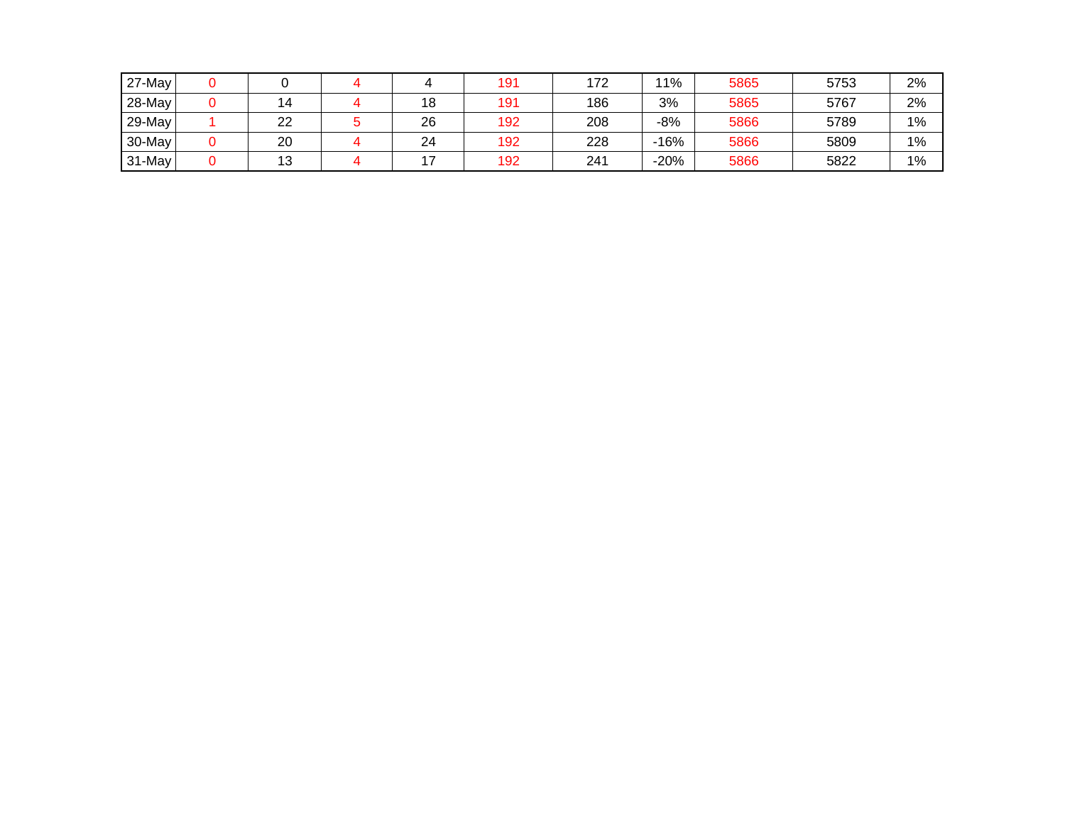| | | | | | | | | | | |
|---|---|---|---|---|---|---|---|---|---|---|
| 27-May | 0 | 0 | 4 | 4 | 191 | 172 | 11% | 5865 | 5753 | 2% |
| 28-May | 0 | 14 | 4 | 18 | 191 | 186 | 3% | 5865 | 5767 | 2% |
| 29-May | 1 | 22 | 5 | 26 | 192 | 208 | -8% | 5866 | 5789 | 1% |
| 30-May | 0 | 20 | 4 | 24 | 192 | 228 | -16% | 5866 | 5809 | 1% |
| 31-May | 0 | 13 | 4 | 17 | 192 | 241 | -20% | 5866 | 5822 | 1% |